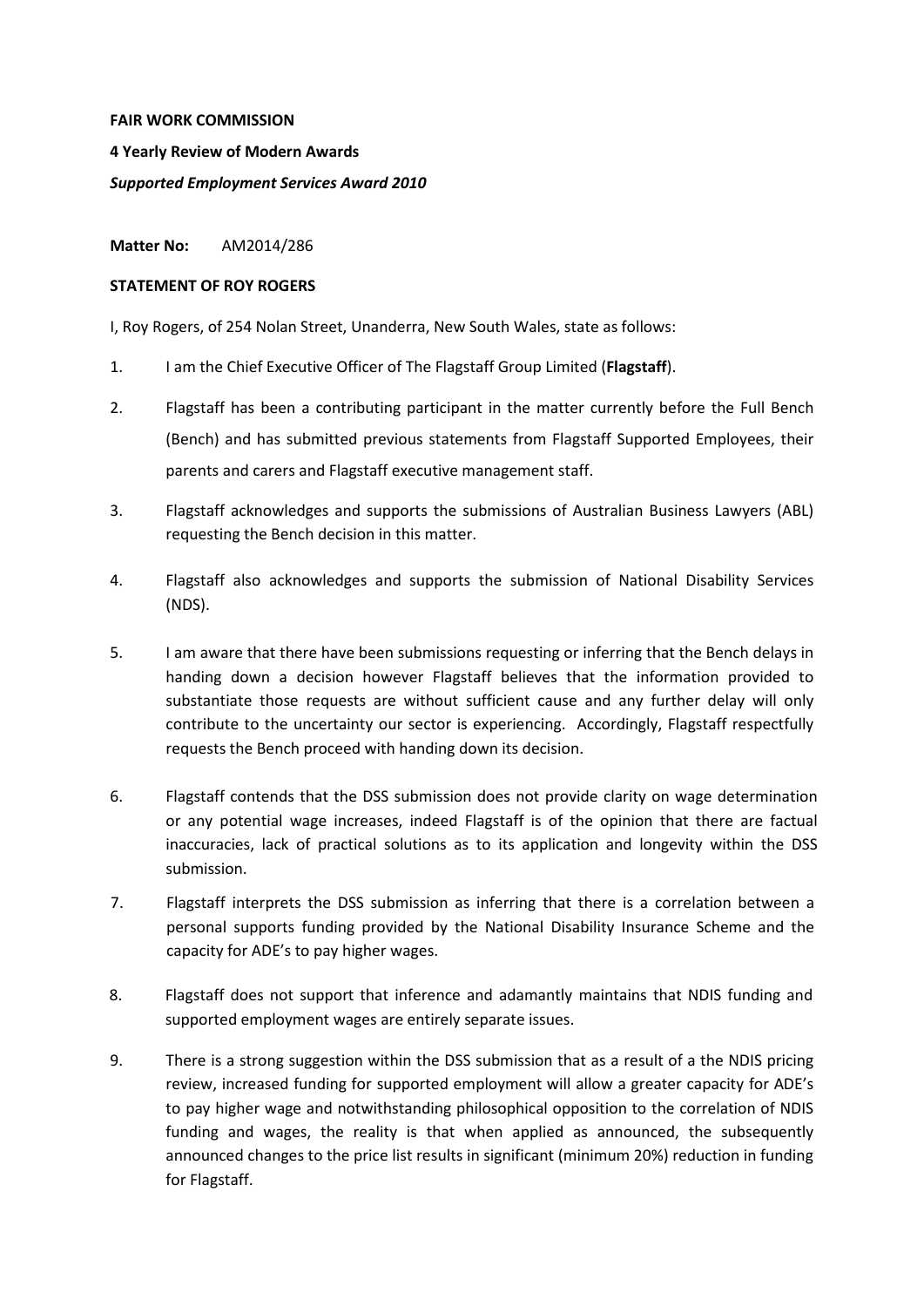**FAIR WORK COMMISSION**

**4 Yearly Review of Modern Awards**

***Supported Employment Services Award 2010***

**Matter No:** AM2014/286

**STATEMENT OF ROY ROGERS**

I, Roy Rogers, of 254 Nolan Street, Unanderra, New South Wales, state as follows:

1. I am the Chief Executive Officer of The Flagstaff Group Limited (**Flagstaff**).

2. Flagstaff has been a contributing participant in the matter currently before the Full Bench (Bench) and has submitted previous statements from Flagstaff Supported Employees, their parents and carers and Flagstaff executive management staff.

3. Flagstaff acknowledges and supports the submissions of Australian Business Lawyers (ABL) requesting the Bench decision in this matter.

4. Flagstaff also acknowledges and supports the submission of National Disability Services (NDS).

5. I am aware that there have been submissions requesting or inferring that the Bench delays in handing down a decision however Flagstaff believes that the information provided to substantiate those requests are without sufficient cause and any further delay will only contribute to the uncertainty our sector is experiencing. Accordingly, Flagstaff respectfully requests the Bench proceed with handing down its decision.

6. Flagstaff contends that the DSS submission does not provide clarity on wage determination or any potential wage increases, indeed Flagstaff is of the opinion that there are factual inaccuracies, lack of practical solutions as to its application and longevity within the DSS submission.

7. Flagstaff interprets the DSS submission as inferring that there is a correlation between a personal supports funding provided by the National Disability Insurance Scheme and the capacity for ADE's to pay higher wages.

8. Flagstaff does not support that inference and adamantly maintains that NDIS funding and supported employment wages are entirely separate issues.

9. There is a strong suggestion within the DSS submission that as a result of a the NDIS pricing review, increased funding for supported employment will allow a greater capacity for ADE's to pay higher wage and notwithstanding philosophical opposition to the correlation of NDIS funding and wages, the reality is that when applied as announced, the subsequently announced changes to the price list results in significant (minimum 20%) reduction in funding for Flagstaff.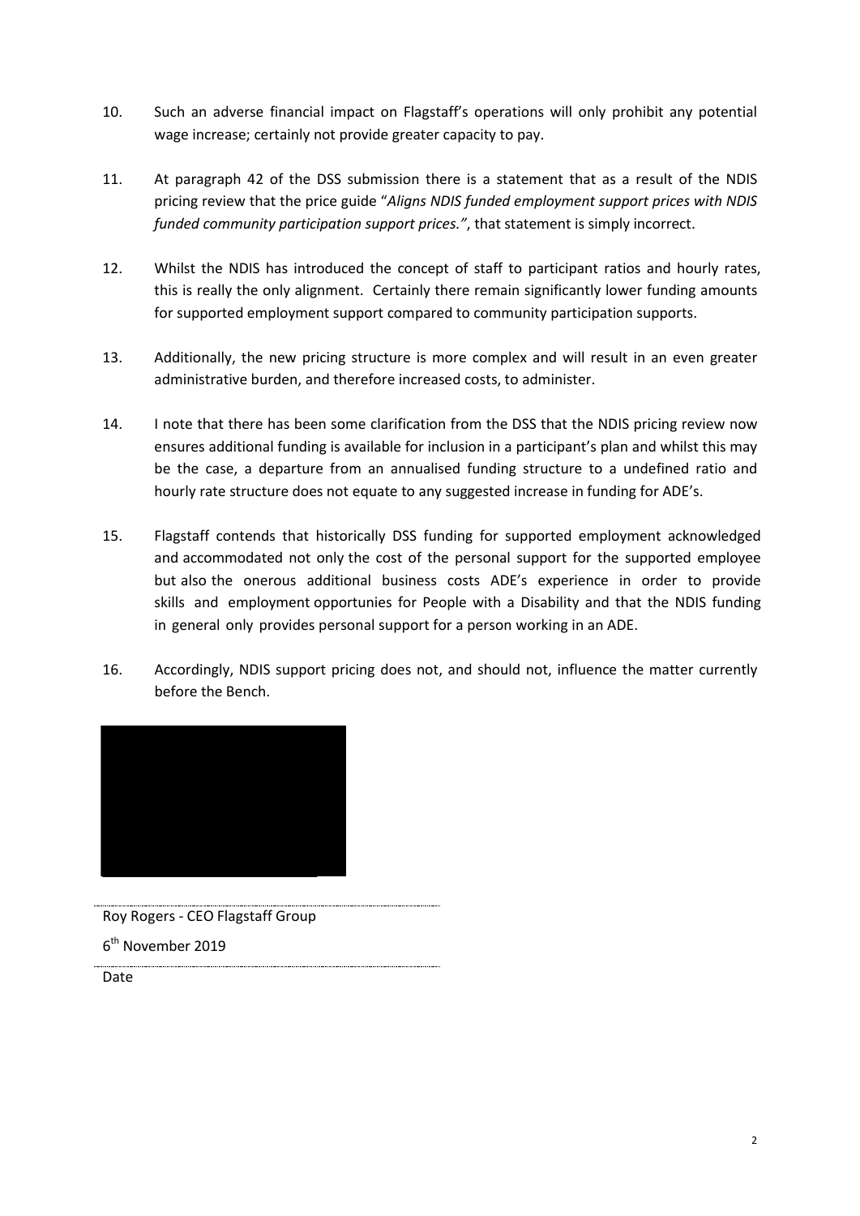10. Such an adverse financial impact on Flagstaff's operations will only prohibit any potential wage increase; certainly not provide greater capacity to pay.

11. At paragraph 42 of the DSS submission there is a statement that as a result of the NDIS pricing review that the price guide "*Aligns NDIS funded employment support prices with NDIS funded community participation support prices."*, that statement is simply incorrect.

12. Whilst the NDIS has introduced the concept of staff to participant ratios and hourly rates, this is really the only alignment. Certainly there remain significantly lower funding amounts for supported employment support compared to community participation supports.

13. Additionally, the new pricing structure is more complex and will result in an even greater administrative burden, and therefore increased costs, to administer.

14. I note that there has been some clarification from the DSS that the NDIS pricing review now ensures additional funding is available for inclusion in a participant's plan and whilst this may be the case, a departure from an annualised funding structure to a undefined ratio and hourly rate structure does not equate to any suggested increase in funding for ADE's.

15. Flagstaff contends that historically DSS funding for supported employment acknowledged and accommodated not only the cost of the personal support for the supported employee but also the onerous additional business costs ADE's experience in order to provide skills and employment opportunities for People with a Disability and that the NDIS funding in general only provides personal support for a person working in an ADE.

16. Accordingly, NDIS support pricing does not, and should not, influence the matter currently before the Bench.

Roy Rogers - CEO Flagstaff Group

6th November 2019

Date